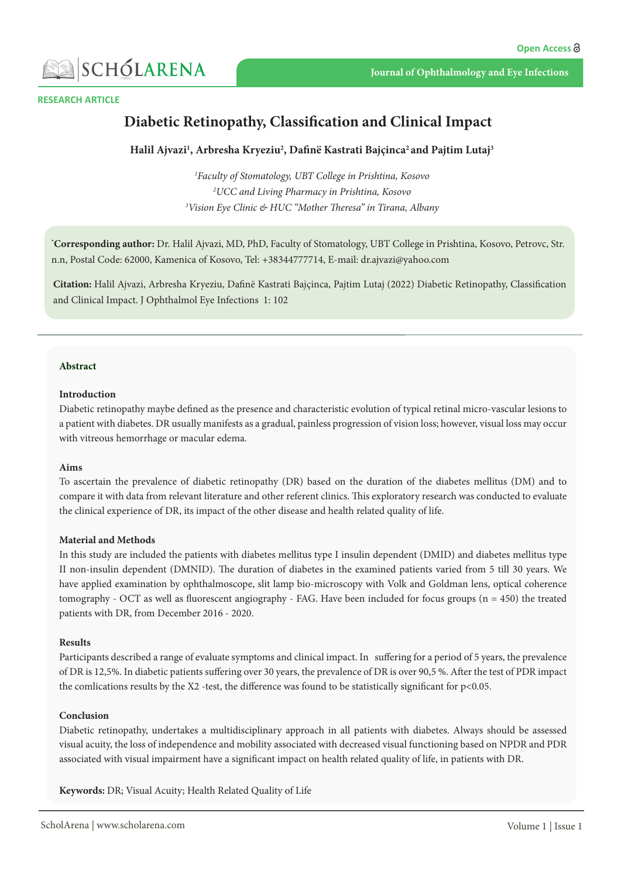RESEARCH ARTICLE

# Diabetic Retinopathy, Classification and Clinical Impact

**Halil Ajvazi[1], Arbresha Kryeziu[2], Dafinë Kastrati Bajçinca[2] and Pajtim Lutaj[3]**

[1]*Faculty of Stomatology, UBT College in Prishtina, Kosovo*
[2]*UCC and Living Pharmacy in Prishtina, Kosovo*
[3]*Vision Eye Clinic & HUC "Mother Theresa" in Tirana, Albany*

[*]**Corresponding author:** Dr. Halil Ajvazi, MD, PhD, Faculty of Stomatology, UBT College in Prishtina, Kosovo, Petrovc, Str. n.n, Postal Code: 62000, Kamenica of Kosovo, Tel: +38344777714, E-mail: dr.ajvazi@yahoo.com

**Citation:** Halil Ajvazi, Arbresha Kryeziu, Dafinë Kastrati Bajçinca, Pajtim Lutaj (2022) Diabetic Retinopathy, Classification and Clinical Impact. J Ophthalmol Eye Infections 1: 102

## Abstract

### Introduction

Diabetic retinopathy maybe defined as the presence and characteristic evolution of typical retinal micro-vascular lesions to a patient with diabetes. DR usually manifests as a gradual, painless progression of vision loss; however, visual loss may occur with vitreous hemorrhage or macular edema.

### Aims

To ascertain the prevalence of diabetic retinopathy (DR) based on the duration of the diabetes mellitus (DM) and to compare it with data from relevant literature and other referent clinics. This exploratory research was conducted to evaluate the clinical experience of DR, its impact of the other disease and health related quality of life.

### Material and Methods

In this study are included the patients with diabetes mellitus type I insulin dependent (DMID) and diabetes mellitus type II non-insulin dependent (DMNID). The duration of diabetes in the examined patients varied from 5 till 30 years. We have applied examination by ophthalmoscope, slit lamp bio-microscopy with Volk and Goldman lens, optical coherence tomography - OCT as well as fluorescent angiography - FAG. Have been included for focus groups (n = 450) the treated patients with DR, from December 2016 - 2020.

### Results

Participants described a range of evaluate symptoms and clinical impact. In suffering for a period of 5 years, the prevalence of DR is 12,5%. In diabetic patients suffering over 30 years, the prevalence of DR is over 90,5 %. After the test of PDR impact the comlications results by the $X^2$ -test, the difference was found to be statistically significant for $p<0.05$.

### Conclusion

Diabetic retinopathy, undertakes a multidisciplinary approach in all patients with diabetes. Always should be assessed visual acuity, the loss of independence and mobility associated with decreased visual functioning based on NPDR and PDR associated with visual impairment have a significant impact on health related quality of life, in patients with DR.

**Keywords:** DR; Visual Acuity; Health Related Quality of Life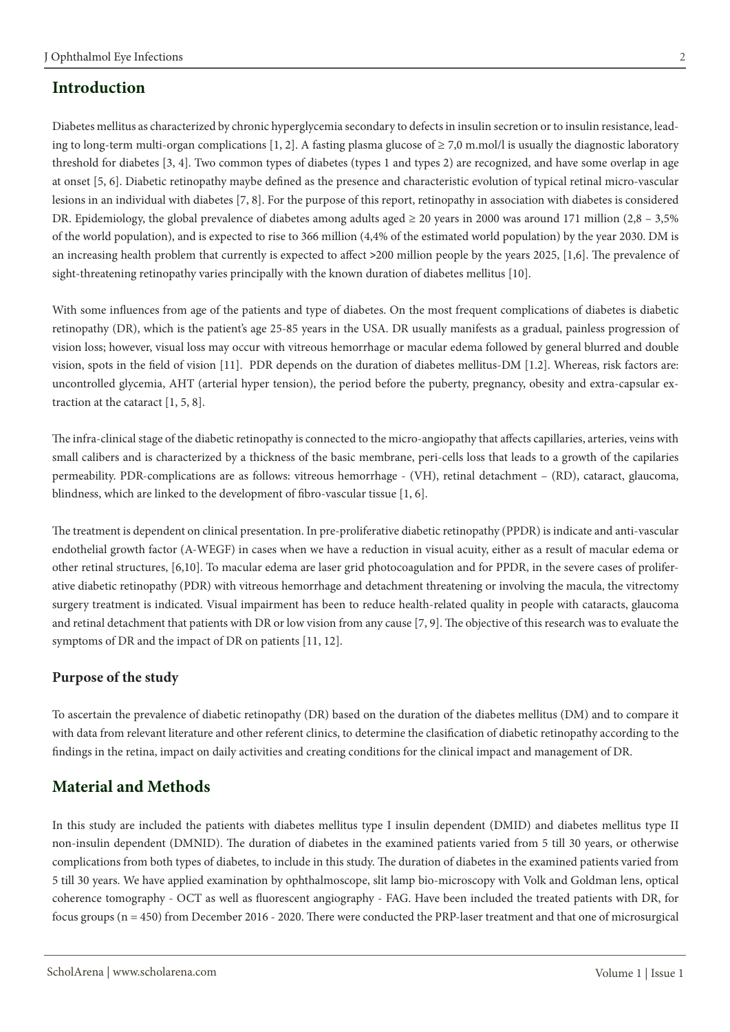## Introduction

Diabetes mellitus as characterized by chronic hyperglycemia secondary to defects in insulin secretion or to insulin resistance, leading to long-term multi-organ complications [1, 2]. A fasting plasma glucose of ≥ 7,0 m.mol/l is usually the diagnostic laboratory threshold for diabetes [3, 4]. Two common types of diabetes (types 1 and types 2) are recognized, and have some overlap in age at onset [5, 6]. Diabetic retinopathy maybe defined as the presence and characteristic evolution of typical retinal micro-vascular lesions in an individual with diabetes [7, 8]. For the purpose of this report, retinopathy in association with diabetes is considered DR. Epidemiology, the global prevalence of diabetes among adults aged ≥ 20 years in 2000 was around 171 million (2,8 – 3,5% of the world population), and is expected to rise to 366 million (4,4% of the estimated world population) by the year 2030. DM is an increasing health problem that currently is expected to affect >200 million people by the years 2025, [1,6]. The prevalence of sight-threatening retinopathy varies principally with the known duration of diabetes mellitus [10].

With some influences from age of the patients and type of diabetes. On the most frequent complications of diabetes is diabetic retinopathy (DR), which is the patient's age 25-85 years in the USA. DR usually manifests as a gradual, painless progression of vision loss; however, visual loss may occur with vitreous hemorrhage or macular edema followed by general blurred and double vision, spots in the field of vision [11]. PDR depends on the duration of diabetes mellitus-DM [1.2]. Whereas, risk factors are: uncontrolled glycemia, AHT (arterial hyper tension), the period before the puberty, pregnancy, obesity and extra-capsular extraction at the cataract [1, 5, 8].

The infra-clinical stage of the diabetic retinopathy is connected to the micro-angiopathy that affects capillaries, arteries, veins with small calibers and is characterized by a thickness of the basic membrane, peri-cells loss that leads to a growth of the capilaries permeability. PDR-complications are as follows: vitreous hemorrhage - (VH), retinal detachment – (RD), cataract, glaucoma, blindness, which are linked to the development of fibro-vascular tissue [1, 6].

The treatment is dependent on clinical presentation. In pre-proliferative diabetic retinopathy (PPDR) is indicate and anti-vascular endothelial growth factor (A-WEGF) in cases when we have a reduction in visual acuity, either as a result of macular edema or other retinal structures, [6,10]. To macular edema are laser grid photocoagulation and for PPDR, in the severe cases of proliferative diabetic retinopathy (PDR) with vitreous hemorrhage and detachment threatening or involving the macula, the vitrectomy surgery treatment is indicated. Visual impairment has been to reduce health-related quality in people with cataracts, glaucoma and retinal detachment that patients with DR or low vision from any cause [7, 9]. The objective of this research was to evaluate the symptoms of DR and the impact of DR on patients [11, 12].

### Purpose of the study

To ascertain the prevalence of diabetic retinopathy (DR) based on the duration of the diabetes mellitus (DM) and to compare it with data from relevant literature and other referent clinics, to determine the clasification of diabetic retinopathy according to the findings in the retina, impact on daily activities and creating conditions for the clinical impact and management of DR.

## Material and Methods

In this study are included the patients with diabetes mellitus type I insulin dependent (DMID) and diabetes mellitus type II non-insulin dependent (DMNID). The duration of diabetes in the examined patients varied from 5 till 30 years, or otherwise complications from both types of diabetes, to include in this study. The duration of diabetes in the examined patients varied from 5 till 30 years. We have applied examination by ophthalmoscope, slit lamp bio-microscopy with Volk and Goldman lens, optical coherence tomography - OCT as well as fluorescent angiography - FAG. Have been included the treated patients with DR, for focus groups (n = 450) from December 2016 - 2020. There were conducted the PRP-laser treatment and that one of microsurgical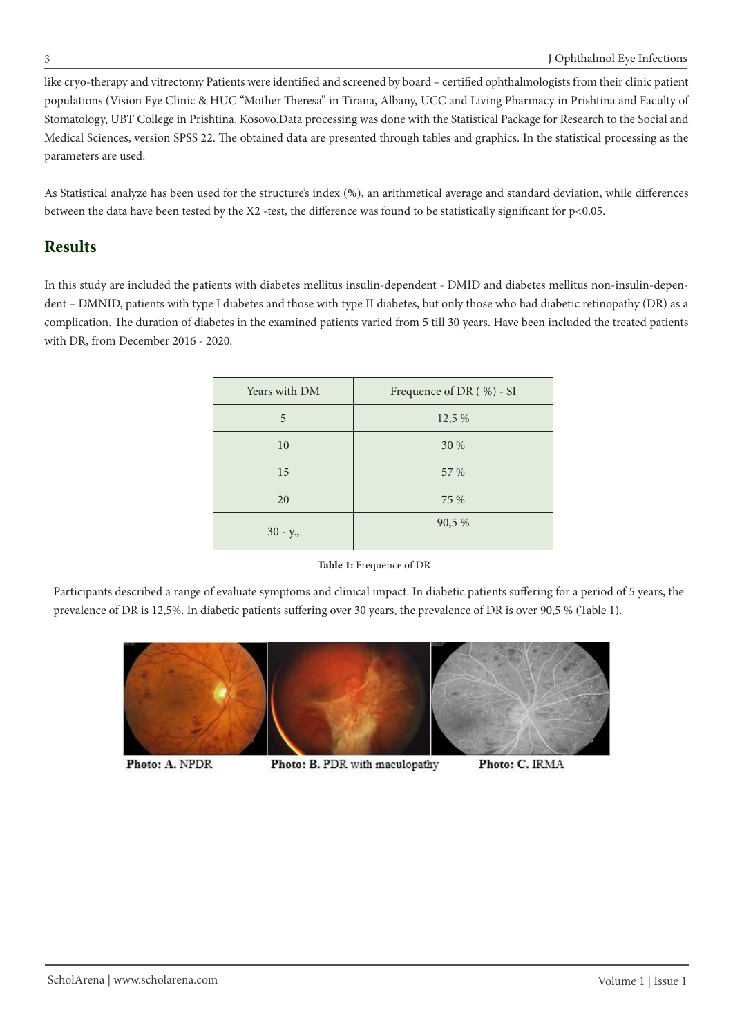like cryo-therapy and vitrectomy Patients were identified and screened by board – certified ophthalmologists from their clinic patient populations (Vision Eye Clinic & HUC "Mother Theresa" in Tirana, Albany, UCC and Living Pharmacy in Prishtina and Faculty of Stomatology, UBT College in Prishtina, Kosovo.Data processing was done with the Statistical Package for Research to the Social and Medical Sciences, version SPSS 22. The obtained data are presented through tables and graphics. In the statistical processing as the parameters are used:

As Statistical analyze has been used for the structure's index (%), an arithmetical average and standard deviation, while differences between the data have been tested by the X2 -test, the difference was found to be statistically significant for $p<0.05$.

## Results

In this study are included the patients with diabetes mellitus insulin-dependent - DMID and diabetes mellitus non-insulin-dependent – DMNID, patients with type I diabetes and those with type II diabetes, but only those who had diabetic retinopathy (DR) as a complication. The duration of diabetes in the examined patients varied from 5 till 30 years. Have been included the treated patients with DR, from December 2016 - 2020.

| Years with DM | Frequence of DR ( %) - SI |
| --- | --- |
| 5 | 12,5 % |
| 10 | 30 % |
| 15 | 57 % |
| 20 | 75 % |
| 30 - y., | 90,5 % |

**Table 1:** Frequence of DR

Participants described a range of evaluate symptoms and clinical impact. In diabetic patients suffering for a period of 5 years, the prevalence of DR is 12,5%. In diabetic patients suffering over 30 years, the prevalence of DR is over 90,5 % (Table 1).

**Photo: A.** NPDR **Photo: B.** PDR with maculopathy **Photo: C.** IRMA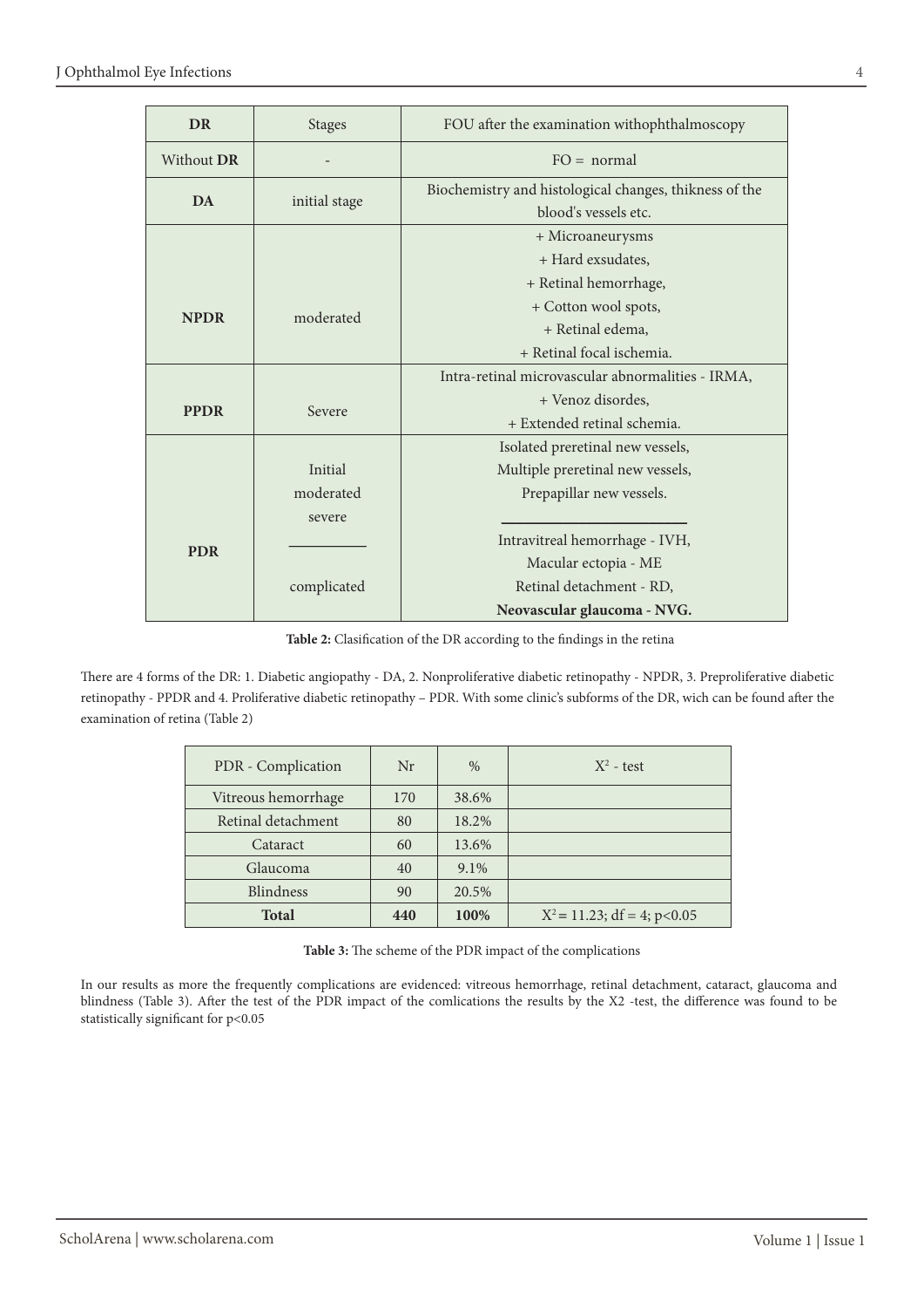| DR | Stages | FOU after the examination withophthalmoscopy |
|---|---|---|
| Without **DR** | - | FO = normal |
| **DA** | initial stage | Biochemistry and histological changes, thikness of the blood's vessels etc. |
| **NPDR** | moderated | + Microaneurysms<br>+ Hard exsudates,<br>+ Retinal hemorrhage,<br>+ Cotton wool spots,<br>+ Retinal edema,<br>+ Retinal focal ischemia. |
| **PPDR** | Severe | Intra-retinal microvascular abnormalities - IRMA,<br>+ Venoz disordes,<br>+ Extended retinal schemia. |
| **PDR** | Initial<br>moderated<br>severe<br>\_\_\_\_\_\_\_\_<br>complicated | Isolated preretinal new vessels,<br>Multiple preretinal new vessels,<br>Prepapillar new vessels.<br>\_\_\_\_\_\_\_\_<br>Intravitreal hemorrhage - IVH,<br>Macular ectopia - ME<br>Retinal detachment - RD,<br>**Neovascular glaucoma - NVG.** |

**Table 2:** Clasification of the DR according to the findings in the retina

There are 4 forms of the DR: 1. Diabetic angiopathy - DA, 2. Nonproliferative diabetic retinopathy - NPDR, 3. Preproliferative diabetic retinopathy - PPDR and 4. Proliferative diabetic retinopathy – PDR. With some clinic's subforms of the DR, wich can be found after the examination of retina (Table 2)

| PDR - Complication | Nr | % | $X^2$ - test |
|---|---|---|---|
| Vitreous hemorrhage | 170 | 38.6% | |
| Retinal detachment | 80 | 18.2% | |
| Cataract | 60 | 13.6% | |
| Glaucoma | 40 | 9.1% | |
| Blindness | 90 | 20.5% | |
| **Total** | **440** | **100%** | $X^2 = 11.23$; df = 4; $p<0.05$ |

**Table 3:** The scheme of the PDR impact of the complications

In our results as more the frequently complications are evidenced: vitreous hemorrhage, retinal detachment, cataract, glaucoma and blindness (Table 3). After the test of the PDR impact of the comlications the results by the X2 -test, the difference was found to be statistically significant for $p<0.05$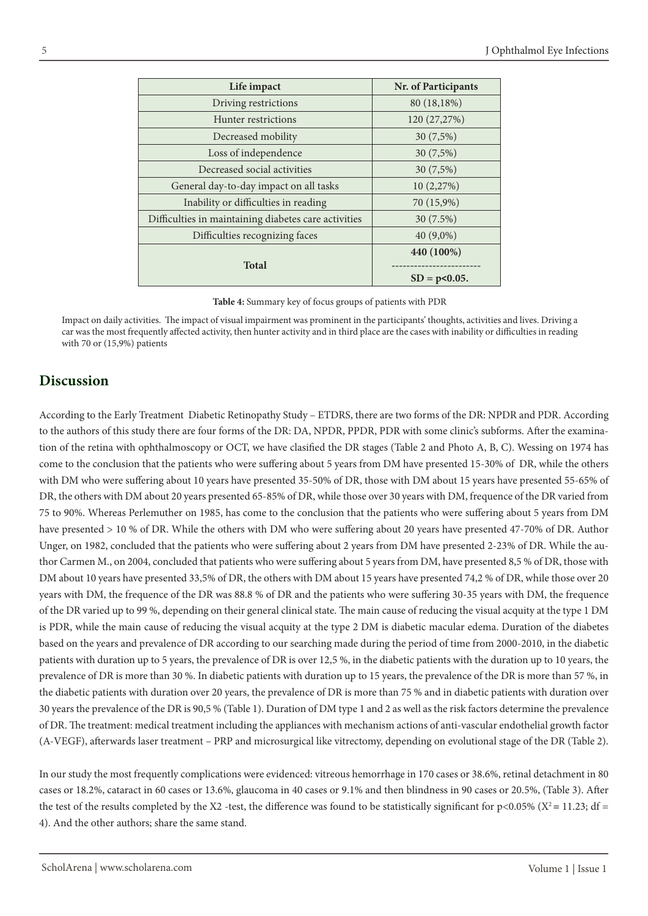| Life impact | Nr. of Participants |
| --- | --- |
| Driving restrictions | 80 (18,18%) |
| Hunter restrictions | 120 (27,27%) |
| Decreased mobility | 30 (7,5%) |
| Loss of independence | 30 (7,5%) |
| Decreased social activities | 30 (7,5%) |
| General day-to-day impact on all tasks | 10 (2,27%) |
| Inability or difficulties in reading | 70 (15,9%) |
| Difficulties in maintaining diabetes care activities | 30 (7.5%) |
| Difficulties recognizing faces | 40 (9,0%) |
| **Total** | **440 (100%)** ------------------------ **SD = p<0.05.** |

**Table 4:** Summary key of focus groups of patients with PDR

Impact on daily activities. The impact of visual impairment was prominent in the participants' thoughts, activities and lives. Driving a car was the most frequently affected activity, then hunter activity and in third place are the cases with inability or difficulties in reading with 70 or (15,9%) patients

## Discussion

According to the Early Treatment Diabetic Retinopathy Study – ETDRS, there are two forms of the DR: NPDR and PDR. According to the authors of this study there are four forms of the DR: DA, NPDR, PPDR, PDR with some clinic's subforms. After the examination of the retina with ophthalmoscopy or OCT, we have clasified the DR stages (Table 2 and Photo A, B, C). Wessing on 1974 has come to the conclusion that the patients who were suffering about 5 years from DM have presented 15-30% of DR, while the others with DM who were suffering about 10 years have presented 35-50% of DR, those with DM about 15 years have presented 55-65% of DR, the others with DM about 20 years presented 65-85% of DR, while those over 30 years with DM, frequence of the DR varied from 75 to 90%. Whereas Perlemuther on 1985, has come to the conclusion that the patients who were suffering about 5 years from DM have presented > 10 % of DR. While the others with DM who were suffering about 20 years have presented 47-70% of DR. Author Unger, on 1982, concluded that the patients who were suffering about 2 years from DM have presented 2-23% of DR. While the author Carmen M., on 2004, concluded that patients who were suffering about 5 years from DM, have presented 8,5 % of DR, those with DM about 10 years have presented 33,5% of DR, the others with DM about 15 years have presented 74,2 % of DR, while those over 20 years with DM, the frequence of the DR was 88.8 % of DR and the patients who were suffering 30-35 years with DM, the frequence of the DR varied up to 99 %, depending on their general clinical state. The main cause of reducing the visual acquity at the type 1 DM is PDR, while the main cause of reducing the visual acquity at the type 2 DM is diabetic macular edema. Duration of the diabetes based on the years and prevalence of DR according to our searching made during the period of time from 2000-2010, in the diabetic patients with duration up to 5 years, the prevalence of DR is over 12,5 %, in the diabetic patients with the duration up to 10 years, the prevalence of DR is more than 30 %. In diabetic patients with duration up to 15 years, the prevalence of the DR is more than 57 %, in the diabetic patients with duration over 20 years, the prevalence of DR is more than 75 % and in diabetic patients with duration over 30 years the prevalence of the DR is 90,5 % (Table 1). Duration of DM type 1 and 2 as well as the risk factors determine the prevalence of DR. The treatment: medical treatment including the appliances with mechanism actions of anti-vascular endothelial growth factor (A-VEGF), afterwards laser treatment – PRP and microsurgical like vitrectomy, depending on evolutional stage of the DR (Table 2).

In our study the most frequently complications were evidenced: vitreous hemorrhage in 170 cases or 38.6%, retinal detachment in 80 cases or 18.2%, cataract in 60 cases or 13.6%, glaucoma in 40 cases or 9.1% and then blindness in 90 cases or 20.5%, (Table 3). After the test of the results completed by the X2 -test, the difference was found to be statistically significant for p<0.05% ($X^2$ = 11.23; df = 4). And the other authors; share the same stand.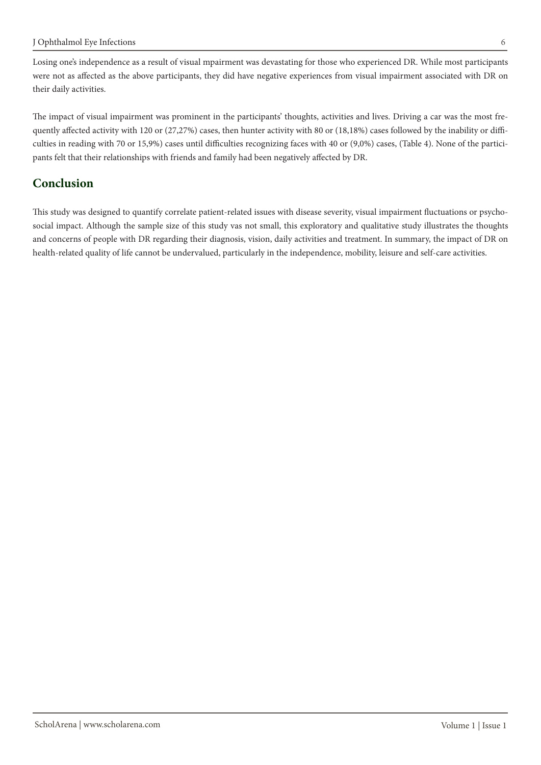Losing one's independence as a result of visual mpairment was devastating for those who experienced DR. While most participants were not as affected as the above participants, they did have negative experiences from visual impairment associated with DR on their daily activities.

The impact of visual impairment was prominent in the participants' thoughts, activities and lives. Driving a car was the most frequently affected activity with 120 or (27,27%) cases, then hunter activity with 80 or (18,18%) cases followed by the inability or difficulties in reading with 70 or 15,9%) cases until difficulties recognizing faces with 40 or (9,0%) cases, (Table 4). None of the participants felt that their relationships with friends and family had been negatively affected by DR.

## Conclusion

This study was designed to quantify correlate patient-related issues with disease severity, visual impairment fluctuations or psychosocial impact. Although the sample size of this study vas not small, this exploratory and qualitative study illustrates the thoughts and concerns of people with DR regarding their diagnosis, vision, daily activities and treatment. In summary, the impact of DR on health-related quality of life cannot be undervalued, particularly in the independence, mobility, leisure and self-care activities.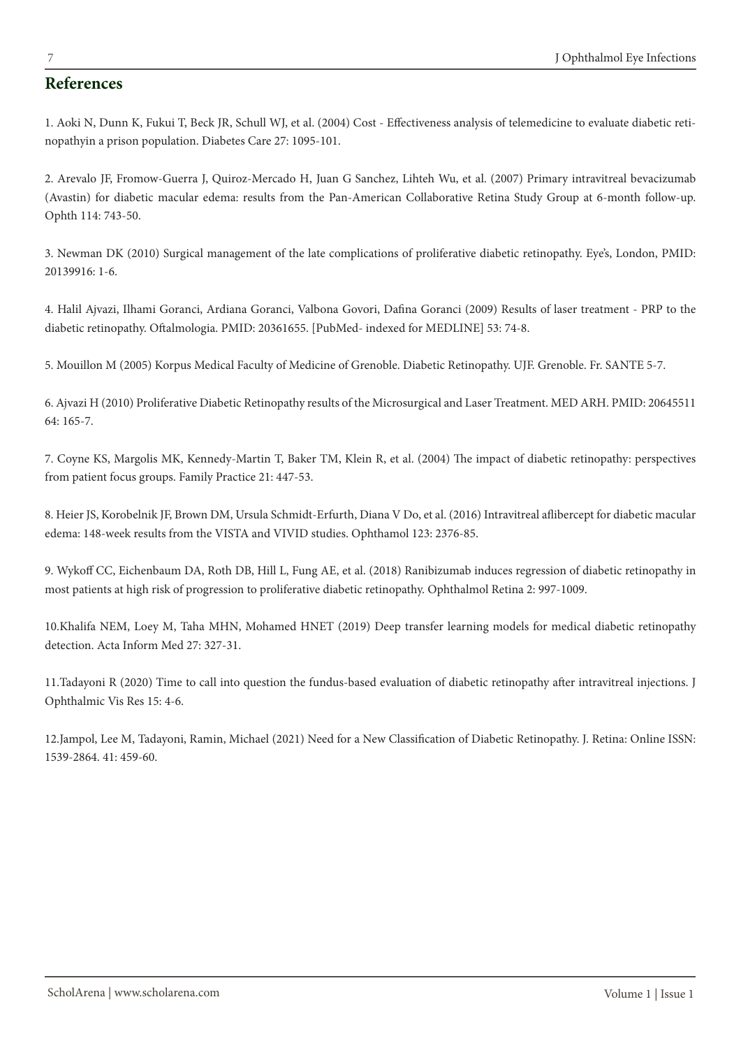## References

1. Aoki N, Dunn K, Fukui T, Beck JR, Schull WJ, et al. (2004) Cost - Effectiveness analysis of telemedicine to evaluate diabetic retinopathyin a prison population. Diabetes Care 27: 1095-101.

2. Arevalo JF, Fromow-Guerra J, Quiroz-Mercado H, Juan G Sanchez, Lihteh Wu, et al. (2007) Primary intravitreal bevacizumab (Avastin) for diabetic macular edema: results from the Pan-American Collaborative Retina Study Group at 6-month follow-up. Ophth 114: 743-50.

3. Newman DK (2010) Surgical management of the late complications of proliferative diabetic retinopathy. Eye's, London, PMID: 20139916: 1-6.

4. Halil Ajvazi, Ilhami Goranci, Ardiana Goranci, Valbona Govori, Dafina Goranci (2009) Results of laser treatment - PRP to the diabetic retinopathy. Oftalmologia. PMID: 20361655. [PubMed- indexed for MEDLINE] 53: 74-8.

5. Mouillon M (2005) Korpus Medical Faculty of Medicine of Grenoble. Diabetic Retinopathy. UJF. Grenoble. Fr. SANTE 5-7.

6. Ajvazi H (2010) Proliferative Diabetic Retinopathy results of the Microsurgical and Laser Treatment. MED ARH. PMID: 20645511 64: 165-7.

7. Coyne KS, Margolis MK, Kennedy-Martin T, Baker TM, Klein R, et al. (2004) The impact of diabetic retinopathy: perspectives from patient focus groups. Family Practice 21: 447-53.

8. Heier JS, Korobelnik JF, Brown DM, Ursula Schmidt-Erfurth, Diana V Do, et al. (2016) Intravitreal aflibercept for diabetic macular edema: 148-week results from the VISTA and VIVID studies. Ophthamol 123: 2376-85.

9. Wykoff CC, Eichenbaum DA, Roth DB, Hill L, Fung AE, et al. (2018) Ranibizumab induces regression of diabetic retinopathy in most patients at high risk of progression to proliferative diabetic retinopathy. Ophthalmol Retina 2: 997-1009.

10.Khalifa NEM, Loey M, Taha MHN, Mohamed HNET (2019) Deep transfer learning models for medical diabetic retinopathy detection. Acta Inform Med 27: 327-31.

11.Tadayoni R (2020) Time to call into question the fundus-based evaluation of diabetic retinopathy after intravitreal injections. J Ophthalmic Vis Res 15: 4-6.

12.Jampol, Lee M, Tadayoni, Ramin, Michael (2021) Need for a New Classification of Diabetic Retinopathy. J. Retina: Online ISSN: 1539-2864. 41: 459-60.